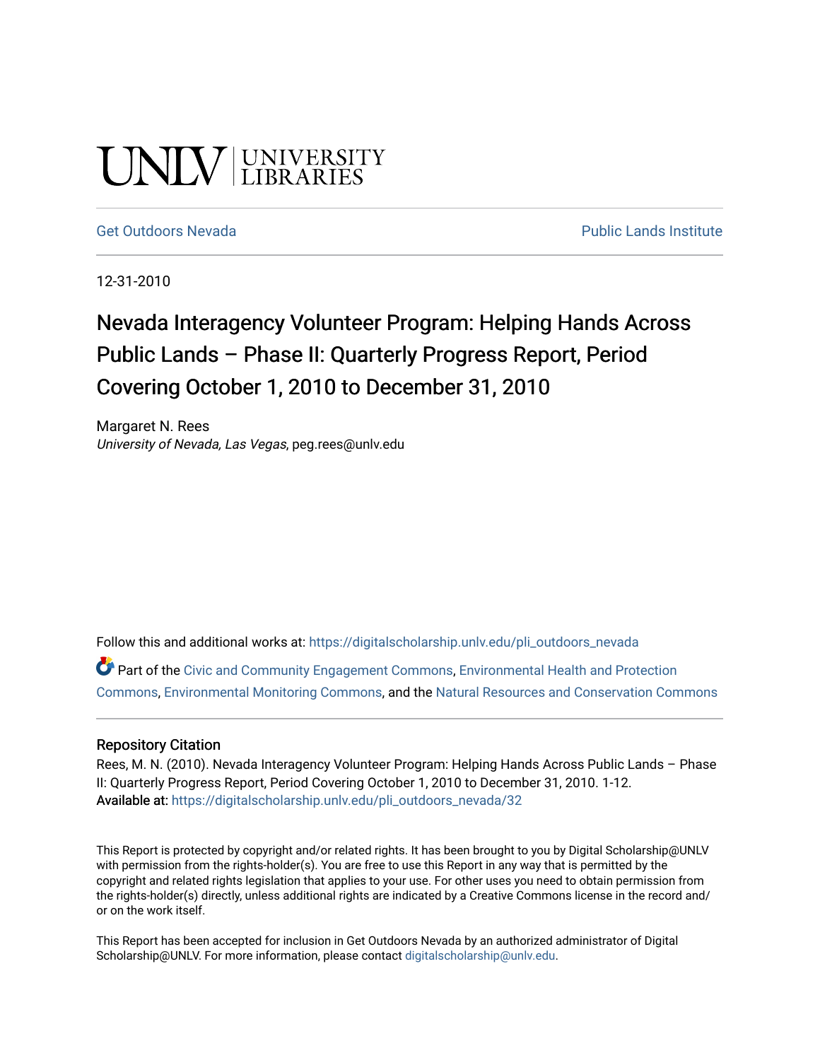UNLV | UNIVERSITY LIBRARIES

Get Outdoors Nevada

Public Lands Institute

12-31-2010

# Nevada Interagency Volunteer Program: Helping Hands Across Public Lands – Phase II: Quarterly Progress Report, Period Covering October 1, 2010 to December 31, 2010

Margaret N. Rees
*University of Nevada, Las Vegas*, peg.rees@unlv.edu

Follow this and additional works at: https://digitalscholarship.unlv.edu/pli_outdoors_nevada

Part of the Civic and Community Engagement Commons, Environmental Health and Protection Commons, Environmental Monitoring Commons, and the Natural Resources and Conservation Commons

## Repository Citation

Rees, M. N. (2010). Nevada Interagency Volunteer Program: Helping Hands Across Public Lands – Phase II: Quarterly Progress Report, Period Covering October 1, 2010 to December 31, 2010. 1-12.
**Available at:** https://digitalscholarship.unlv.edu/pli_outdoors_nevada/32

This Report is protected by copyright and/or related rights. It has been brought to you by Digital Scholarship@UNLV with permission from the rights-holder(s). You are free to use this Report in any way that is permitted by the copyright and related rights legislation that applies to your use. For other uses you need to obtain permission from the rights-holder(s) directly, unless additional rights are indicated by a Creative Commons license in the record and/or on the work itself.

This Report has been accepted for inclusion in Get Outdoors Nevada by an authorized administrator of Digital Scholarship@UNLV. For more information, please contact digitalscholarship@unlv.edu.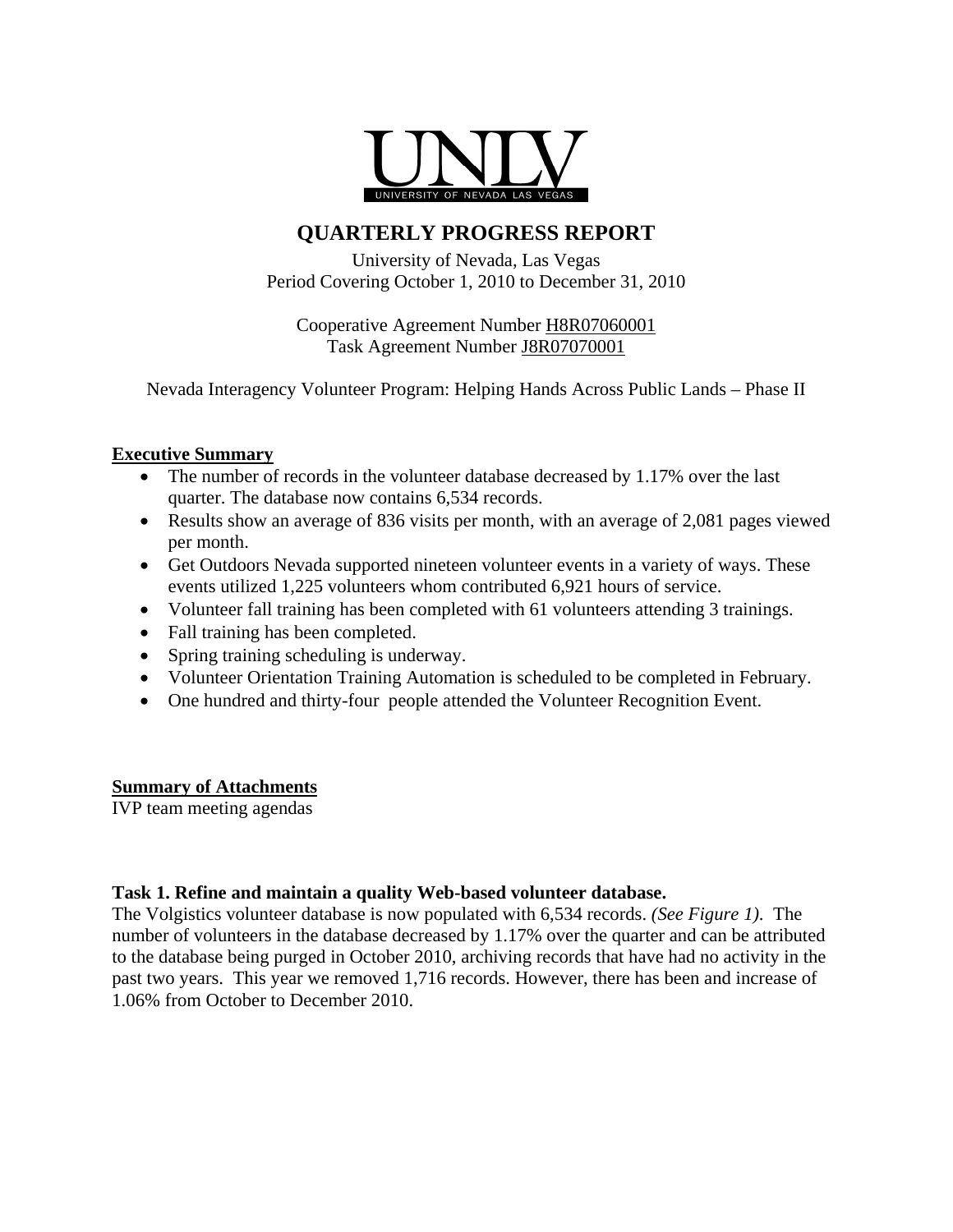UNLV
UNIVERSITY OF NEVADA LAS VEGAS

# QUARTERLY PROGRESS REPORT

University of Nevada, Las Vegas
Period Covering October 1, 2010 to December 31, 2010

Cooperative Agreement Number H8R07060001
Task Agreement Number J8R07070001

Nevada Interagency Volunteer Program: Helping Hands Across Public Lands – Phase II

## Executive Summary

- The number of records in the volunteer database decreased by 1.17% over the last quarter. The database now contains 6,534 records.
- Results show an average of 836 visits per month, with an average of 2,081 pages viewed per month.
- Get Outdoors Nevada supported nineteen volunteer events in a variety of ways. These events utilized 1,225 volunteers whom contributed 6,921 hours of service.
- Volunteer fall training has been completed with 61 volunteers attending 3 trainings.
- Fall training has been completed.
- Spring training scheduling is underway.
- Volunteer Orientation Training Automation is scheduled to be completed in February.
- One hundred and thirty-four people attended the Volunteer Recognition Event.

## Summary of Attachments

IVP team meeting agendas

### Task 1. Refine and maintain a quality Web-based volunteer database.

The Volgistics volunteer database is now populated with 6,534 records. *(See Figure 1).* The number of volunteers in the database decreased by 1.17% over the quarter and can be attributed to the database being purged in October 2010, archiving records that have had no activity in the past two years. This year we removed 1,716 records. However, there has been and increase of 1.06% from October to December 2010.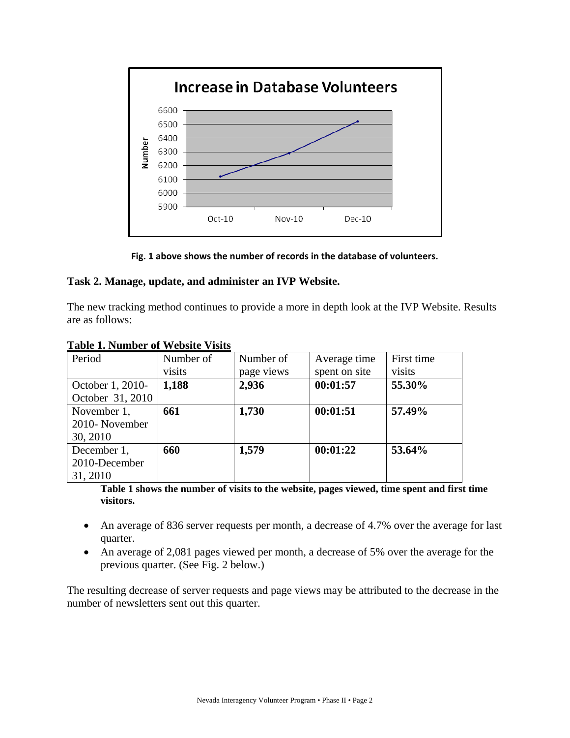Increase in Database Volunteers

Number

6600
6500
6400
6300
6200
6100
6000
5900

Oct-10
Nov-10
Dec-10

**Fig. 1 above shows the number of records in the database of volunteers.**

### Task 2. Manage, update, and administer an IVP Website.

The new tracking method continues to provide a more in depth look at the IVP Website. Results are as follows:

**Table 1. Number of Website Visits**

| Period | Number of visits | Number of page views | Average time spent on site | First time visits |
|---|---|---|---|---|
| October 1, 2010-October 31, 2010 | **1,188** | **2,936** | **00:01:57** | **55.30%** |
| November 1, 2010- November 30, 2010 | **661** | **1,730** | **00:01:51** | **57.49%** |
| December 1, 2010-December 31, 2010 | **660** | **1,579** | **00:01:22** | **53.64%** |

**Table 1 shows the number of visits to the website, pages viewed, time spent and first time visitors.**

- An average of 836 server requests per month, a decrease of 4.7% over the average for last quarter.
- An average of 2,081 pages viewed per month, a decrease of 5% over the average for the previous quarter. (See Fig. 2 below.)

The resulting decrease of server requests and page views may be attributed to the decrease in the number of newsletters sent out this quarter.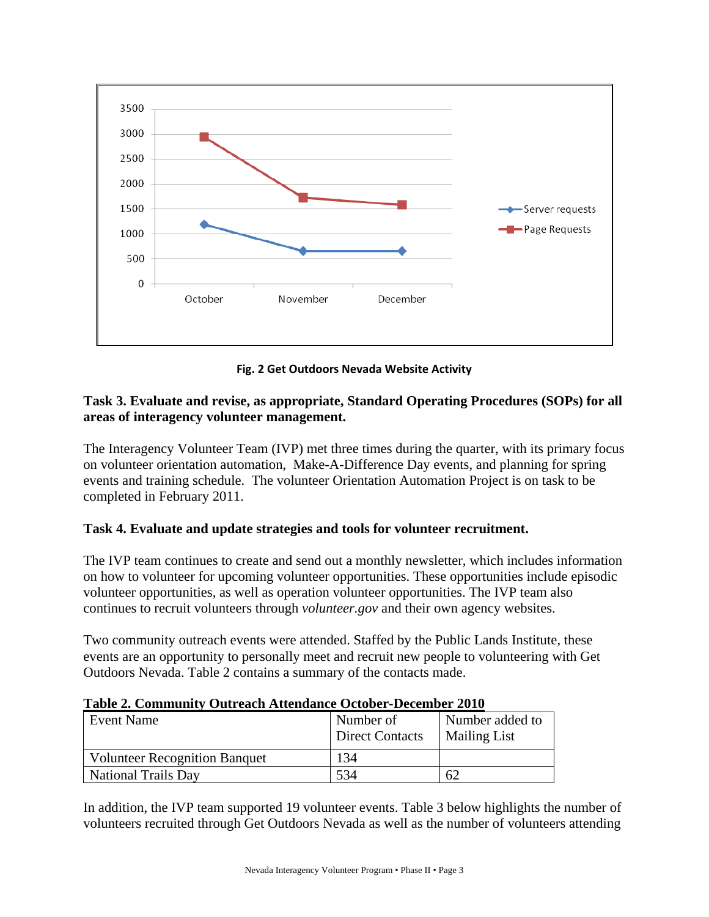3500
3000
2500
2000
1500
1000
500
0

October
November
December

Server requests
Page Requests

**Fig. 2 Get Outdoors Nevada Website Activity**

**Task 3. Evaluate and revise, as appropriate, Standard Operating Procedures (SOPs) for all areas of interagency volunteer management.**

The Interagency Volunteer Team (IVP) met three times during the quarter, with its primary focus on volunteer orientation automation, Make-A-Difference Day events, and planning for spring events and training schedule. The volunteer Orientation Automation Project is on task to be completed in February 2011.

**Task 4. Evaluate and update strategies and tools for volunteer recruitment.**

The IVP team continues to create and send out a monthly newsletter, which includes information on how to volunteer for upcoming volunteer opportunities. These opportunities include episodic volunteer opportunities, as well as operation volunteer opportunities. The IVP team also continues to recruit volunteers through *volunteer.gov* and their own agency websites.

Two community outreach events were attended. Staffed by the Public Lands Institute, these events are an opportunity to personally meet and recruit new people to volunteering with Get Outdoors Nevada. Table 2 contains a summary of the contacts made.

**Table 2. Community Outreach Attendance October-December 2010**

| Event Name | Number of Direct Contacts | Number added to Mailing List |
|---|---|---|
| Volunteer Recognition Banquet | 134 | |
| National Trails Day | 534 | 62 |

In addition, the IVP team supported 19 volunteer events. Table 3 below highlights the number of volunteers recruited through Get Outdoors Nevada as well as the number of volunteers attending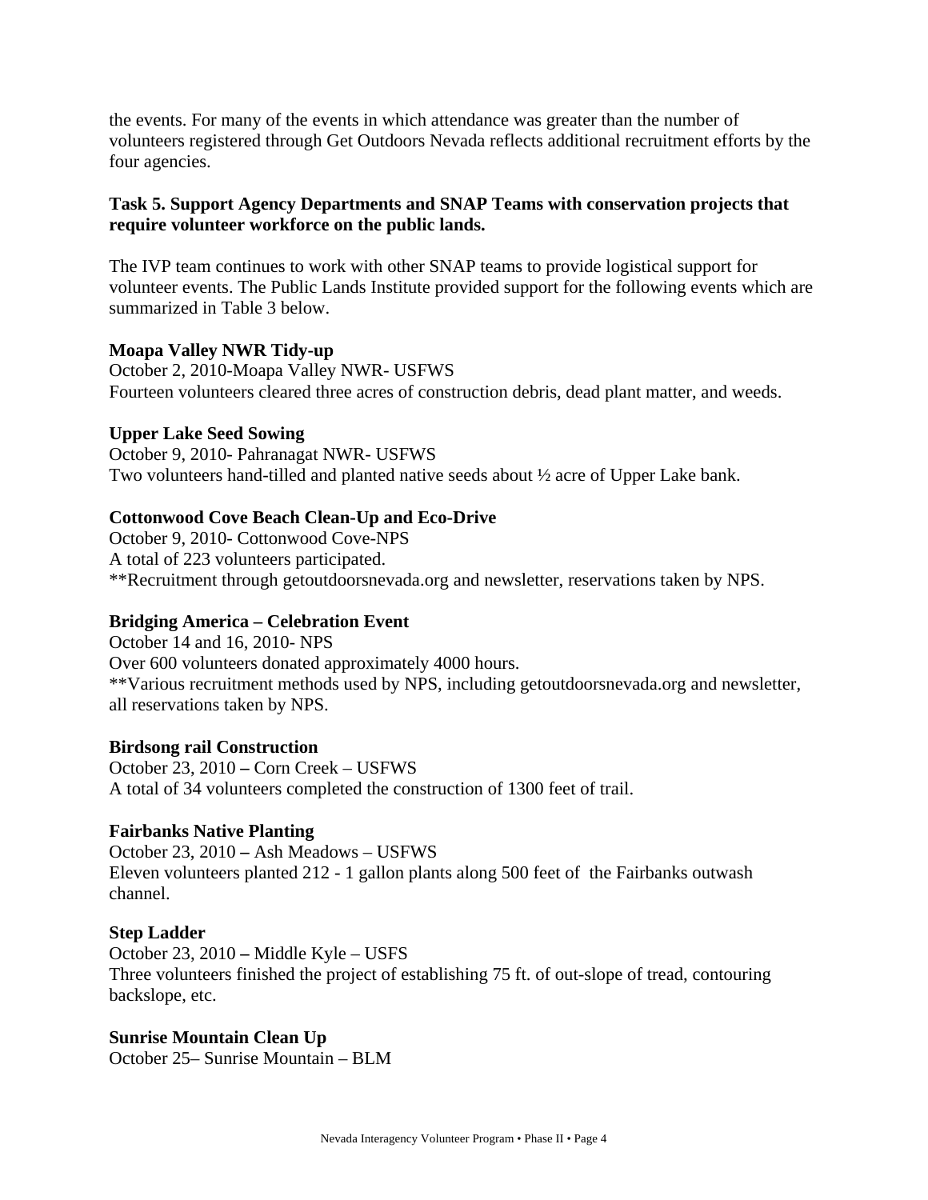the events. For many of the events in which attendance was greater than the number of volunteers registered through Get Outdoors Nevada reflects additional recruitment efforts by the four agencies.

**Task 5. Support Agency Departments and SNAP Teams with conservation projects that require volunteer workforce on the public lands.**

The IVP team continues to work with other SNAP teams to provide logistical support for volunteer events. The Public Lands Institute provided support for the following events which are summarized in Table 3 below.

**Moapa Valley NWR Tidy-up**
October 2, 2010-Moapa Valley NWR- USFWS
Fourteen volunteers cleared three acres of construction debris, dead plant matter, and weeds.

**Upper Lake Seed Sowing**
October 9, 2010- Pahranagat NWR- USFWS
Two volunteers hand-tilled and planted native seeds about ½ acre of Upper Lake bank.

**Cottonwood Cove Beach Clean-Up and Eco-Drive**
October 9, 2010- Cottonwood Cove-NPS
A total of 223 volunteers participated.
**Recruitment through getoutdoorsnevada.org and newsletter, reservations taken by NPS.

**Bridging America – Celebration Event**
October 14 and 16, 2010- NPS
Over 600 volunteers donated approximately 4000 hours.
**Various recruitment methods used by NPS, including getoutdoorsnevada.org and newsletter, all reservations taken by NPS.

**Birdsong rail Construction**
October 23, 2010 – Corn Creek – USFWS
A total of 34 volunteers completed the construction of 1300 feet of trail.

**Fairbanks Native Planting**
October 23, 2010 – Ash Meadows – USFWS
Eleven volunteers planted 212 - 1 gallon plants along 500 feet of the Fairbanks outwash channel.

**Step Ladder**
October 23, 2010 – Middle Kyle – USFS
Three volunteers finished the project of establishing 75 ft. of out-slope of tread, contouring backslope, etc.

**Sunrise Mountain Clean Up**
October 25– Sunrise Mountain – BLM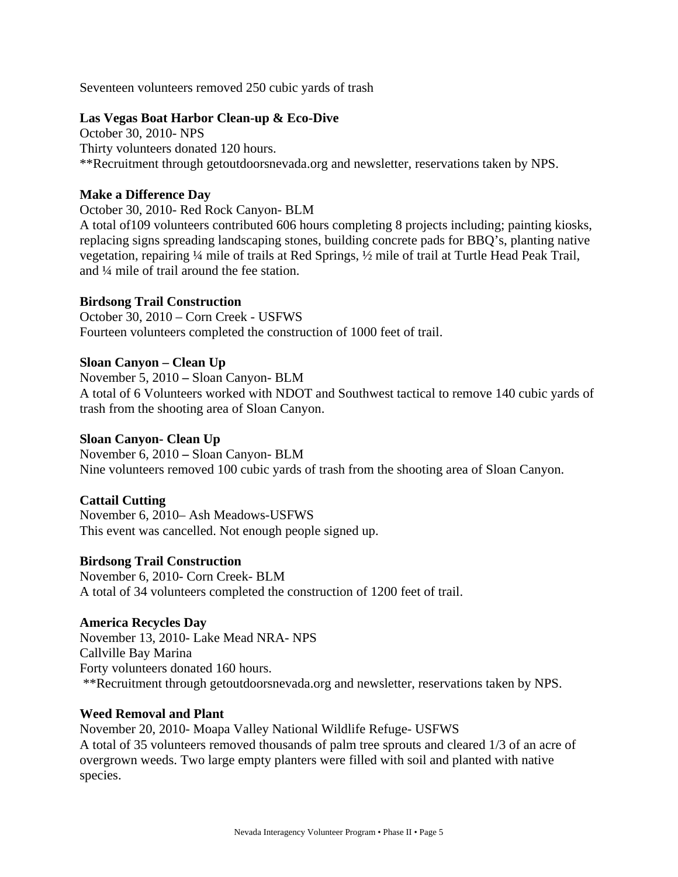Seventeen volunteers removed 250 cubic yards of trash

**Las Vegas Boat Harbor Clean-up & Eco-Dive**

October 30, 2010- NPS
Thirty volunteers donated 120 hours.
**Recruitment through getoutdoorsnevada.org and newsletter, reservations taken by NPS.

**Make a Difference Day**

October 30, 2010- Red Rock Canyon- BLM
A total of109 volunteers contributed 606 hours completing 8 projects including; painting kiosks, replacing signs spreading landscaping stones, building concrete pads for BBQ's, planting native vegetation, repairing ¼ mile of trails at Red Springs, ½ mile of trail at Turtle Head Peak Trail, and ¼ mile of trail around the fee station.

**Birdsong Trail Construction**

October 30, 2010 – Corn Creek - USFWS
Fourteen volunteers completed the construction of 1000 feet of trail.

**Sloan Canyon – Clean Up**

November 5, 2010 **–** Sloan Canyon- BLM
A total of 6 Volunteers worked with NDOT and Southwest tactical to remove 140 cubic yards of trash from the shooting area of Sloan Canyon.

**Sloan Canyon- Clean Up**

November 6, 2010 **–** Sloan Canyon- BLM
Nine volunteers removed 100 cubic yards of trash from the shooting area of Sloan Canyon.

**Cattail Cutting**

November 6, 2010– Ash Meadows-USFWS
This event was cancelled. Not enough people signed up.

**Birdsong Trail Construction**

November 6, 2010- Corn Creek- BLM
A total of 34 volunteers completed the construction of 1200 feet of trail.

**America Recycles Day**

November 13, 2010- Lake Mead NRA- NPS
Callville Bay Marina
Forty volunteers donated 160 hours.
**Recruitment through getoutdoorsnevada.org and newsletter, reservations taken by NPS.

**Weed Removal and Plant**

November 20, 2010- Moapa Valley National Wildlife Refuge- USFWS
A total of 35 volunteers removed thousands of palm tree sprouts and cleared 1/3 of an acre of overgrown weeds. Two large empty planters were filled with soil and planted with native species.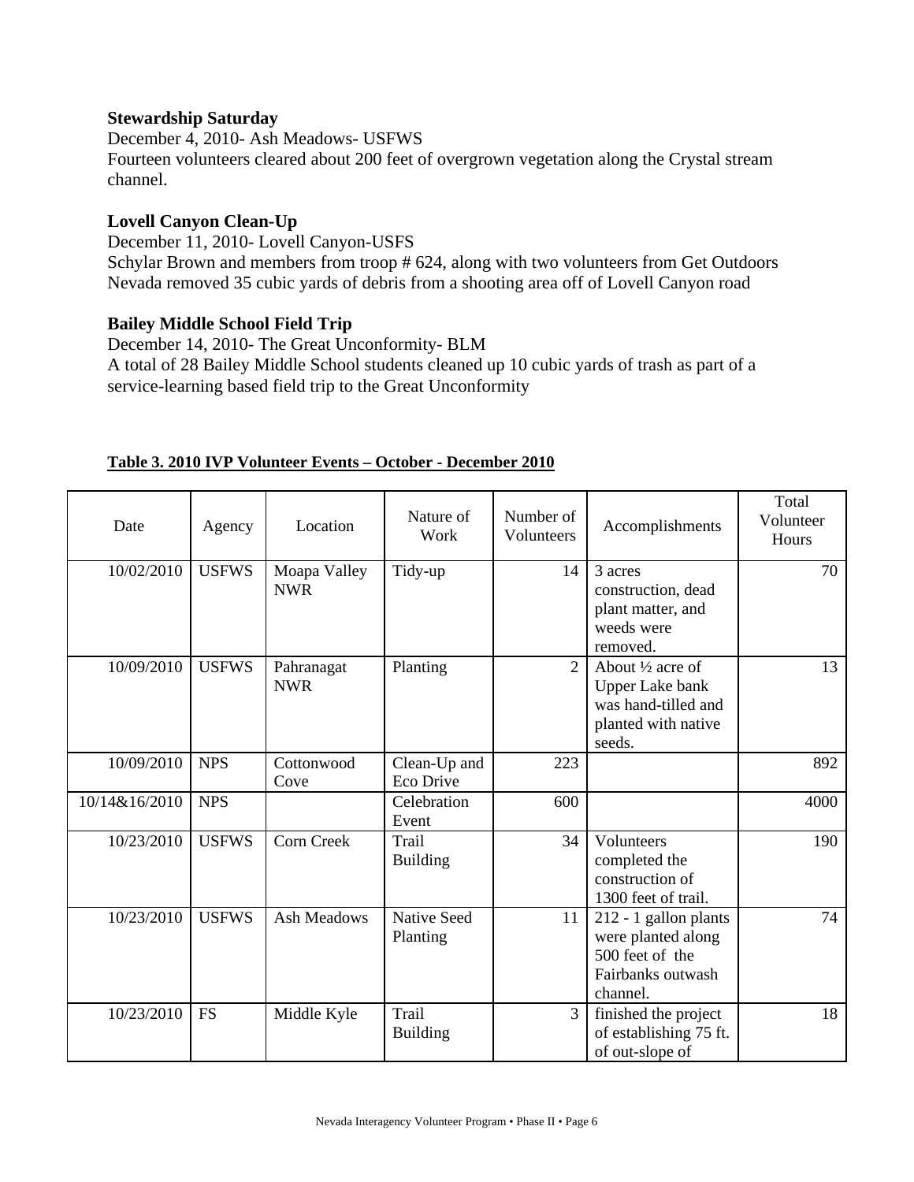**Stewardship Saturday**

December 4, 2010- Ash Meadows- USFWS

Fourteen volunteers cleared about 200 feet of overgrown vegetation along the Crystal stream channel.

**Lovell Canyon Clean-Up**

December 11, 2010- Lovell Canyon-USFS

Schylar Brown and members from troop # 624, along with two volunteers from Get Outdoors Nevada removed 35 cubic yards of debris from a shooting area off of Lovell Canyon road

**Bailey Middle School Field Trip**

December 14, 2010- The Great Unconformity- BLM

A total of 28 Bailey Middle School students cleaned up 10 cubic yards of trash as part of a service-learning based field trip to the Great Unconformity

**Table 3. 2010 IVP Volunteer Events – October - December 2010**

| Date | Agency | Location | Nature of Work | Number of Volunteers | Accomplishments | Total Volunteer Hours |
|---|---|---|---|---|---|---|
| 10/02/2010 | USFWS | Moapa Valley NWR | Tidy-up | 14 | 3 acres construction, dead plant matter, and weeds were removed. | 70 |
| 10/09/2010 | USFWS | Pahranagat NWR | Planting | 2 | About ½ acre of Upper Lake bank was hand-tilled and planted with native seeds. | 13 |
| 10/09/2010 | NPS | Cottonwood Cove | Clean-Up and Eco Drive | 223 | | 892 |
| 10/14&16/2010 | NPS | | Celebration Event | 600 | | 4000 |
| 10/23/2010 | USFWS | Corn Creek | Trail Building | 34 | Volunteers completed the construction of 1300 feet of trail. | 190 |
| 10/23/2010 | USFWS | Ash Meadows | Native Seed Planting | 11 | 212 - 1 gallon plants were planted along 500 feet of the Fairbanks outwash channel. | 74 |
| 10/23/2010 | FS | Middle Kyle | Trail Building | 3 | finished the project of establishing 75 ft. of out-slope of | 18 |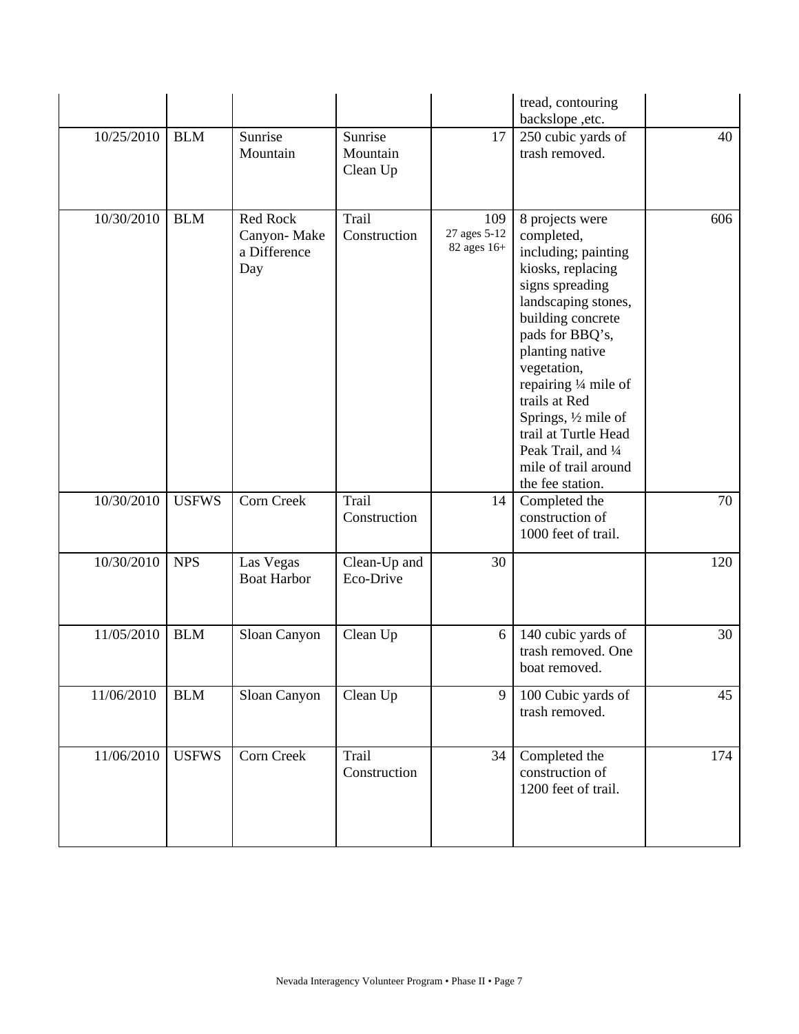| | | | | | | |
|---|---|---|---|---|---|---|
| | | | | | tread, contouring backslope ,etc. | |
| 10/25/2010 | BLM | Sunrise Mountain | Sunrise Mountain Clean Up | 17 | 250 cubic yards of trash removed. | 40 |
| 10/30/2010 | BLM | Red Rock Canyon- Make a Difference Day | Trail Construction | 109 27 ages 5-12 82 ages 16+ | 8 projects were completed, including; painting kiosks, replacing signs spreading landscaping stones, building concrete pads for BBQ's, planting native vegetation, repairing ¼ mile of trails at Red Springs, ½ mile of trail at Turtle Head Peak Trail, and ¼ mile of trail around the fee station. | 606 |
| 10/30/2010 | USFWS | Corn Creek | Trail Construction | 14 | Completed the construction of 1000 feet of trail. | 70 |
| 10/30/2010 | NPS | Las Vegas Boat Harbor | Clean-Up and Eco-Drive | 30 | | 120 |
| 11/05/2010 | BLM | Sloan Canyon | Clean Up | 6 | 140 cubic yards of trash removed. One boat removed. | 30 |
| 11/06/2010 | BLM | Sloan Canyon | Clean Up | 9 | 100 Cubic yards of trash removed. | 45 |
| 11/06/2010 | USFWS | Corn Creek | Trail Construction | 34 | Completed the construction of 1200 feet of trail. | 174 |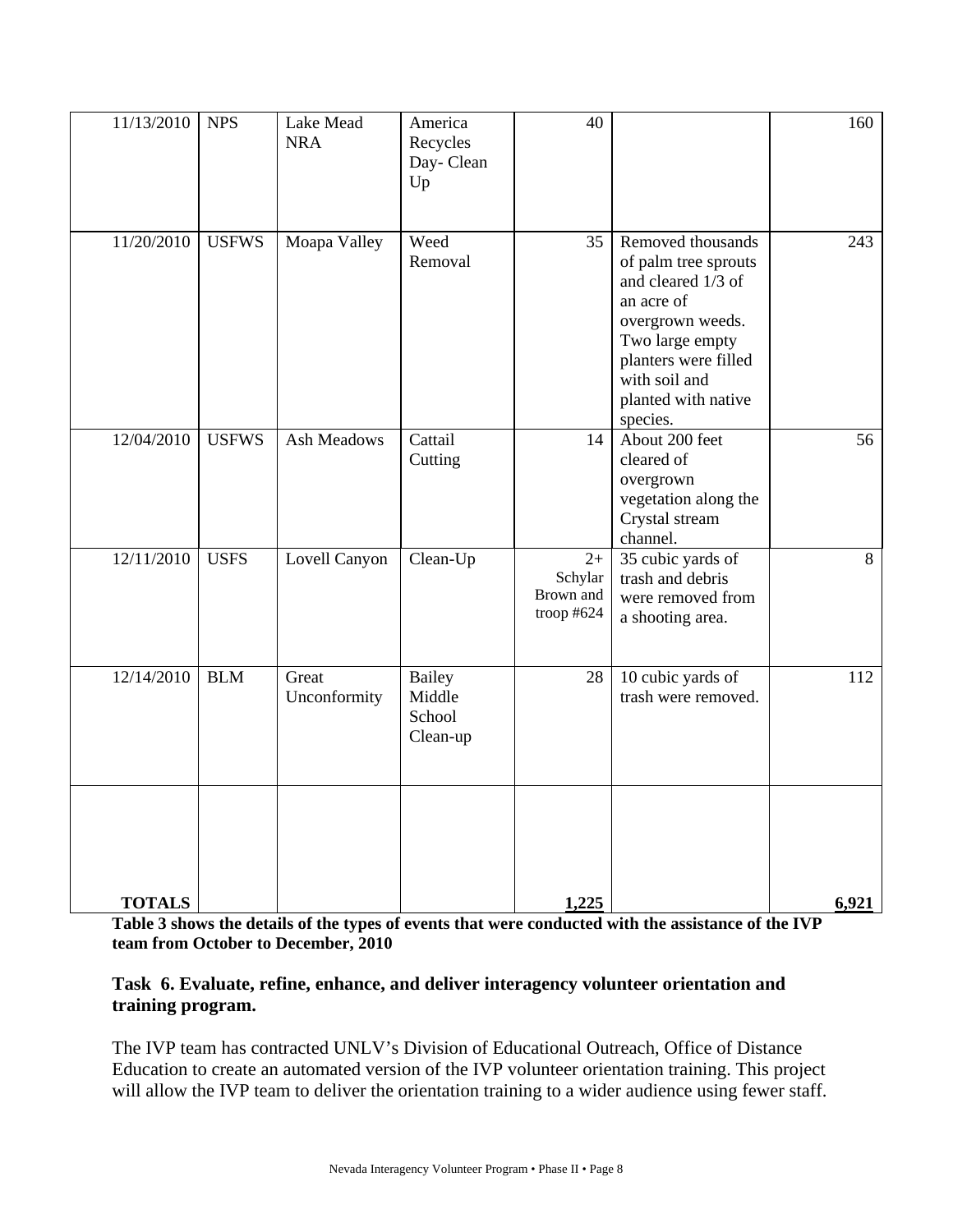| | | | | | | |
|---|---|---|---|---|---|---|
| 11/13/2010 | NPS | Lake Mead NRA | America Recycles Day- Clean Up | 40 | | 160 |
| 11/20/2010 | USFWS | Moapa Valley | Weed Removal | 35 | Removed thousands of palm tree sprouts and cleared 1/3 of an acre of overgrown weeds. Two large empty planters were filled with soil and planted with native species. | 243 |
| 12/04/2010 | USFWS | Ash Meadows | Cattail Cutting | 14 | About 200 feet cleared of overgrown vegetation along the Crystal stream channel. | 56 |
| 12/11/2010 | USFS | Lovell Canyon | Clean-Up | 2+ Schylar Brown and troop #624 | 35 cubic yards of trash and debris were removed from a shooting area. | 8 |
| 12/14/2010 | BLM | Great Unconformity | Bailey Middle School Clean-up | 28 | 10 cubic yards of trash were removed. | 112 |
| | | | | | | |
| **TOTALS** | | | | **1,225** | | **6,921** |

**Table 3 shows the details of the types of events that were conducted with the assistance of the IVP team from October to December, 2010**

### Task 6. Evaluate, refine, enhance, and deliver interagency volunteer orientation and training program.

The IVP team has contracted UNLV's Division of Educational Outreach, Office of Distance Education to create an automated version of the IVP volunteer orientation training. This project will allow the IVP team to deliver the orientation training to a wider audience using fewer staff.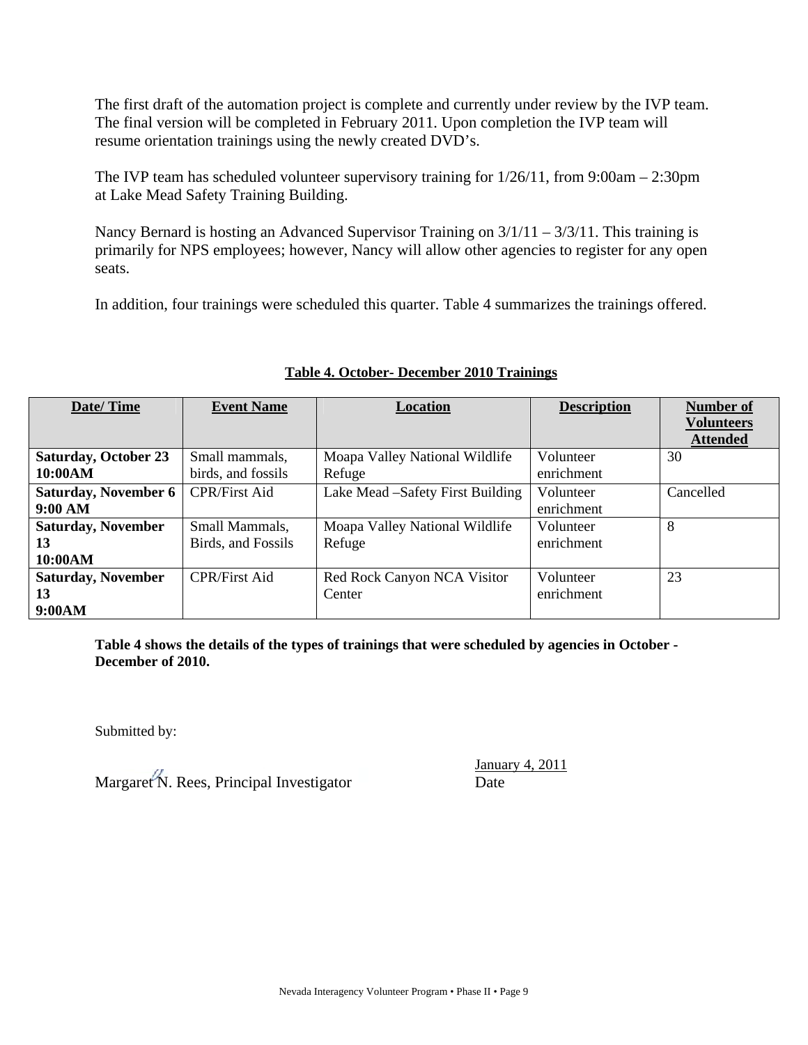The first draft of the automation project is complete and currently under review by the IVP team. The final version will be completed in February 2011. Upon completion the IVP team will resume orientation trainings using the newly created DVD's.

The IVP team has scheduled volunteer supervisory training for 1/26/11, from 9:00am – 2:30pm at Lake Mead Safety Training Building.

Nancy Bernard is hosting an Advanced Supervisor Training on 3/1/11 – 3/3/11. This training is primarily for NPS employees; however, Nancy will allow other agencies to register for any open seats.

In addition, four trainings were scheduled this quarter. Table 4 summarizes the trainings offered.

**Table 4. October- December 2010 Trainings**

| Date/ Time | Event Name | Location | Description | Number of Volunteers Attended |
|---|---|---|---|---|
| **Saturday, October 23 10:00AM** | Small mammals, birds, and fossils | Moapa Valley National Wildlife Refuge | Volunteer enrichment | 30 |
| **Saturday, November 6 9:00 AM** | CPR/First Aid | Lake Mead –Safety First Building | Volunteer enrichment | Cancelled |
| **Saturday, November 13 10:00AM** | Small Mammals, Birds, and Fossils | Moapa Valley National Wildlife Refuge | Volunteer enrichment | 8 |
| **Saturday, November 13 9:00AM** | CPR/First Aid | Red Rock Canyon NCA Visitor Center | Volunteer enrichment | 23 |

**Table 4 shows the details of the types of trainings that were scheduled by agencies in October - December of 2010.**

Submitted by:

Margaret N. Rees, Principal Investigator

January 4, 2011
Date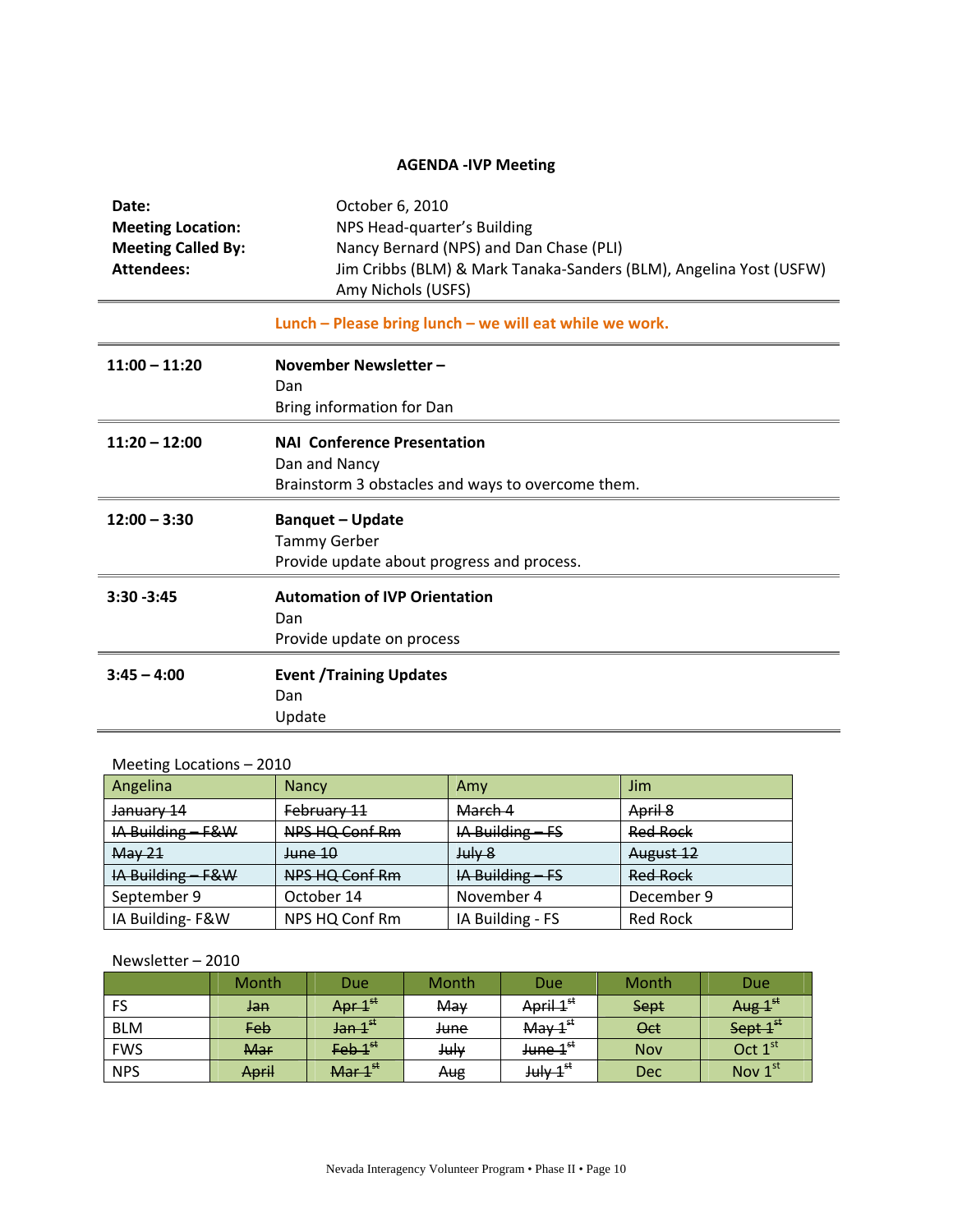**AGENDA -IVP Meeting**

| | |
|---|---|
| **Date:** | October 6, 2010 |
| **Meeting Location:** | NPS Head-quarter's Building |
| **Meeting Called By:** | Nancy Bernard (NPS) and Dan Chase (PLI) |
| **Attendees:** | Jim Cribbs (BLM) & Mark Tanaka-Sanders (BLM), Angelina Yost (USFW) Amy Nichols (USFS) |

**Lunch – Please bring lunch – we will eat while we work.**

| | |
|---|---|
| **11:00 – 11:20** | **November Newsletter –**<br>Dan<br>Bring information for Dan |
| **11:20 – 12:00** | **NAI Conference Presentation**<br>Dan and Nancy<br>Brainstorm 3 obstacles and ways to overcome them. |
| **12:00 – 3:30** | **Banquet – Update**<br>Tammy Gerber<br>Provide update about progress and process. |
| **3:30 -3:45** | **Automation of IVP Orientation**<br>Dan<br>Provide update on process |
| **3:45 – 4:00** | **Event /Training Updates**<br>Dan<br>Update |

Meeting Locations – 2010

| Angelina | Nancy | Amy | Jim |
|---|---|---|---|
| ~~January 14~~ | ~~February 11~~ | ~~March 4~~ | ~~April 8~~ |
| ~~IA Building – F&W~~ | ~~NPS HQ Conf Rm~~ | ~~IA Building – FS~~ | ~~Red Rock~~ |
| ~~May 21~~ | ~~June 10~~ | ~~July 8~~ | ~~August 12~~ |
| ~~IA Building – F&W~~ | ~~NPS HQ Conf Rm~~ | ~~IA Building – FS~~ | ~~Red Rock~~ |
| September 9 | October 14 | November 4 | December 9 |
| IA Building- F&W | NPS HQ Conf Rm | IA Building - FS | Red Rock |

Newsletter – 2010

| | Month | Due | Month | Due | Month | Due |
|---|---|---|---|---|---|---|
| FS | ~~Jan~~ | ~~Apr 1st~~ | ~~May~~ | ~~April 1st~~ | ~~Sept~~ | ~~Aug 1st~~ |
| BLM | ~~Feb~~ | ~~Jan 1st~~ | ~~June~~ | ~~May 1st~~ | ~~Oct~~ | ~~Sept 1st~~ |
| FWS | ~~Mar~~ | ~~Feb 1st~~ | ~~July~~ | ~~June 1st~~ | Nov | Oct 1st |
| NPS | ~~April~~ | ~~Mar 1st~~ | ~~Aug~~ | ~~July 1st~~ | Dec | Nov 1st |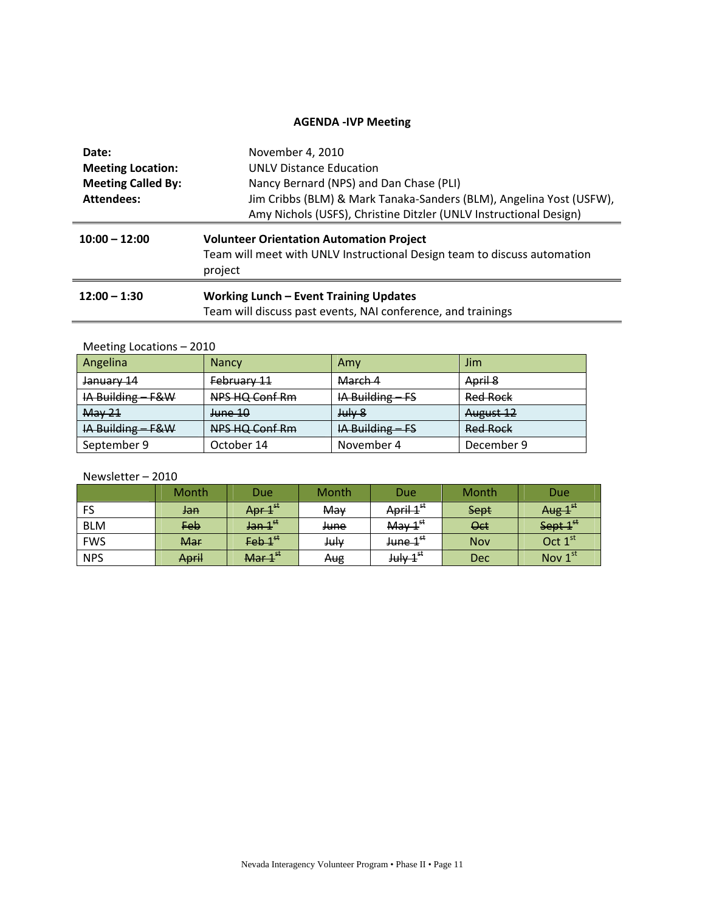**AGENDA -IVP Meeting**

| | |
|---|---|
| **Date:** | November 4, 2010 |
| **Meeting Location:** | UNLV Distance Education |
| **Meeting Called By:** | Nancy Bernard (NPS) and Dan Chase (PLI) |
| **Attendees:** | Jim Cribbs (BLM) & Mark Tanaka-Sanders (BLM), Angelina Yost (USFW), Amy Nichols (USFS), Christine Ditzler (UNLV Instructional Design) |

| | |
|---|---|
| **10:00 – 12:00** | **Volunteer Orientation Automation Project**<br>Team will meet with UNLV Instructional Design team to discuss automation project |
| **12:00 – 1:30** | **Working Lunch – Event Training Updates**<br>Team will discuss past events, NAI conference, and trainings |

Meeting Locations – 2010

| Angelina | Nancy | Amy | Jim |
|---|---|---|---|
| ~~January 14~~ | ~~February 11~~ | ~~March 4~~ | ~~April 8~~ |
| ~~IA Building – F&W~~ | ~~NPS HQ Conf Rm~~ | ~~IA Building – FS~~ | ~~Red Rock~~ |
| ~~May 21~~ | ~~June 10~~ | ~~July 8~~ | ~~August 12~~ |
| ~~IA Building – F&W~~ | ~~NPS HQ Conf Rm~~ | ~~IA Building – FS~~ | ~~Red Rock~~ |
| September 9 | October 14 | November 4 | December 9 |

Newsletter – 2010

| | Month | Due | Month | Due | Month | Due |
|---|---|---|---|---|---|---|
| FS | ~~Jan~~ | ~~Apr 1st~~ | ~~May~~ | ~~April 1st~~ | ~~Sept~~ | ~~Aug 1st~~ |
| BLM | ~~Feb~~ | ~~Jan 1st~~ | ~~June~~ | ~~May 1st~~ | ~~Oct~~ | ~~Sept 1st~~ |
| FWS | ~~Mar~~ | ~~Feb 1st~~ | ~~July~~ | ~~June 1st~~ | Nov | Oct 1st |
| NPS | ~~April~~ | ~~Mar 1st~~ | ~~Aug~~ | ~~July 1st~~ | Dec | Nov 1st |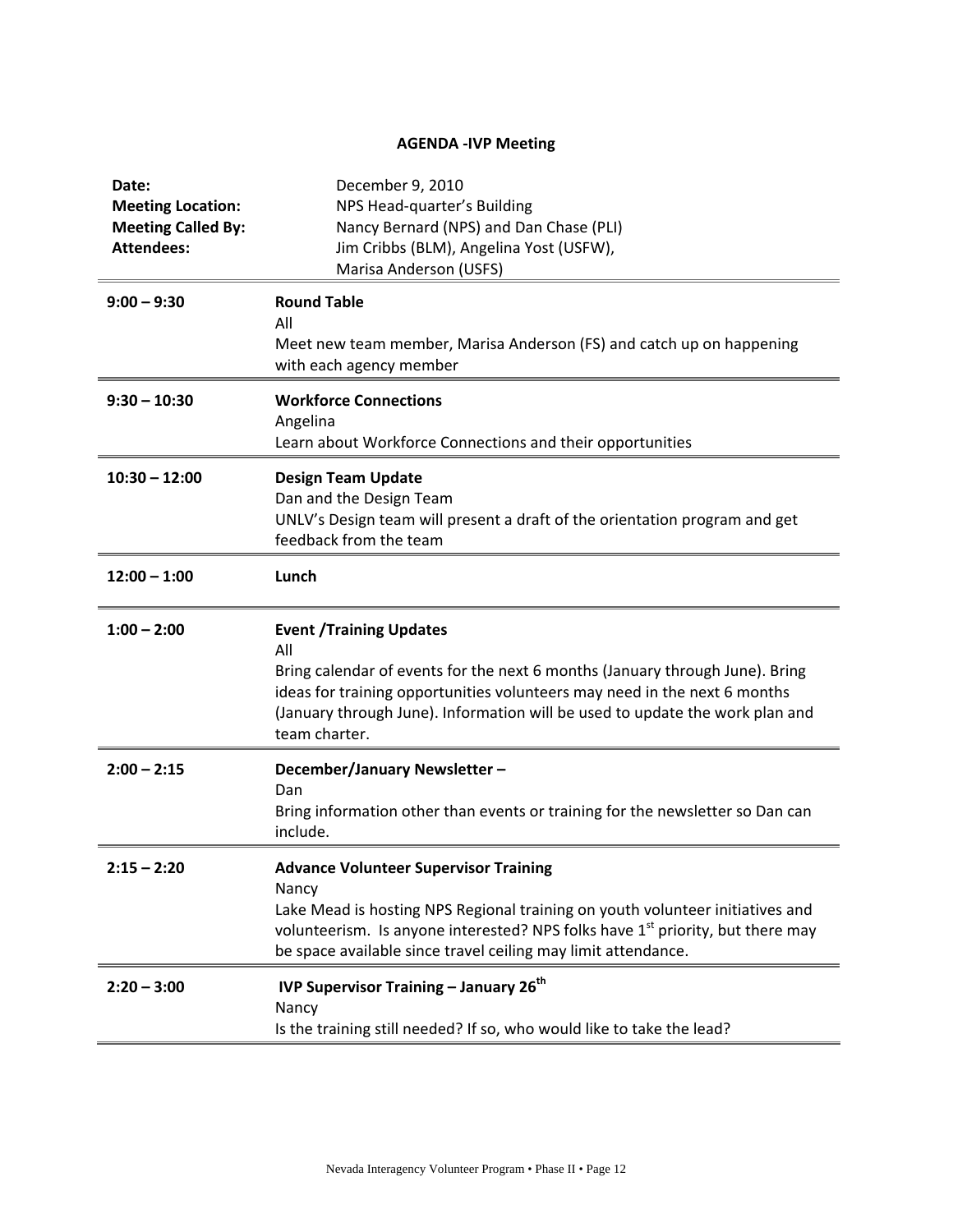**AGENDA -IVP Meeting**

| | |
|---|---|
| **Date:** | December 9, 2010 |
| **Meeting Location:** | NPS Head-quarter's Building |
| **Meeting Called By:** | Nancy Bernard (NPS) and Dan Chase (PLI) |
| **Attendees:** | Jim Cribbs (BLM), Angelina Yost (USFW), Marisa Anderson (USFS) |

| | |
|---|---|
| **9:00 – 9:30** | **Round Table**<br>All<br>Meet new team member, Marisa Anderson (FS) and catch up on happening with each agency member |
| **9:30 – 10:30** | **Workforce Connections**<br>Angelina<br>Learn about Workforce Connections and their opportunities |
| **10:30 – 12:00** | **Design Team Update**<br>Dan and the Design Team<br>UNLV's Design team will present a draft of the orientation program and get feedback from the team |
| **12:00 – 1:00** | **Lunch** |
| **1:00 – 2:00** | **Event /Training Updates**<br>All<br>Bring calendar of events for the next 6 months (January through June). Bring ideas for training opportunities volunteers may need in the next 6 months (January through June). Information will be used to update the work plan and team charter. |
| **2:00 – 2:15** | **December/January Newsletter –**<br>Dan<br>Bring information other than events or training for the newsletter so Dan can include. |
| **2:15 – 2:20** | **Advance Volunteer Supervisor Training**<br>Nancy<br>Lake Mead is hosting NPS Regional training on youth volunteer initiatives and volunteerism. Is anyone interested? NPS folks have 1st priority, but there may be space available since travel ceiling may limit attendance. |
| **2:20 – 3:00** | **IVP Supervisor Training – January 26th**<br>Nancy<br>Is the training still needed? If so, who would like to take the lead? |